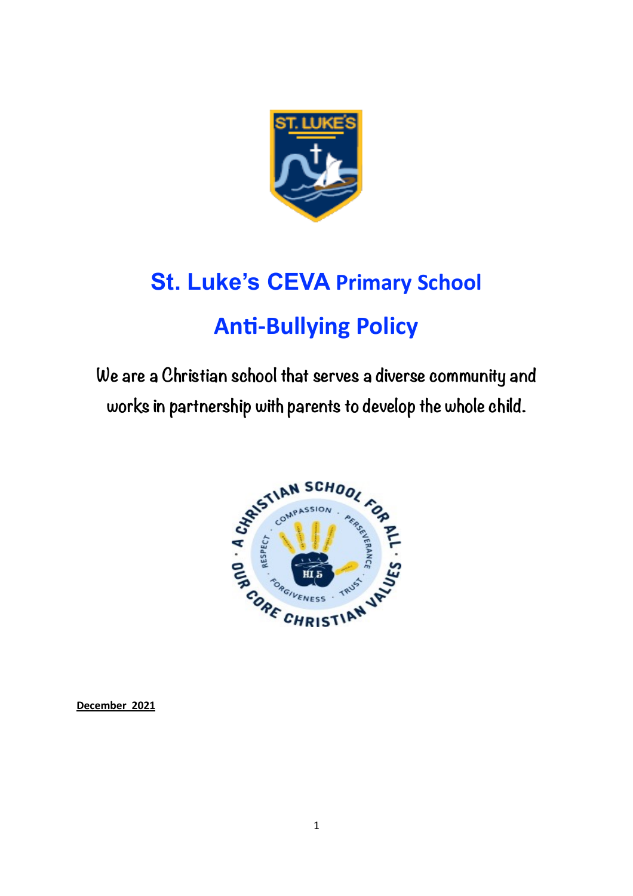# St. Luke's CEVA Primary School

# Anti-Bullying Policy

We are a Christian school that serves a diverse community and works in partnership with parents to develop the whole child.

**December 2021**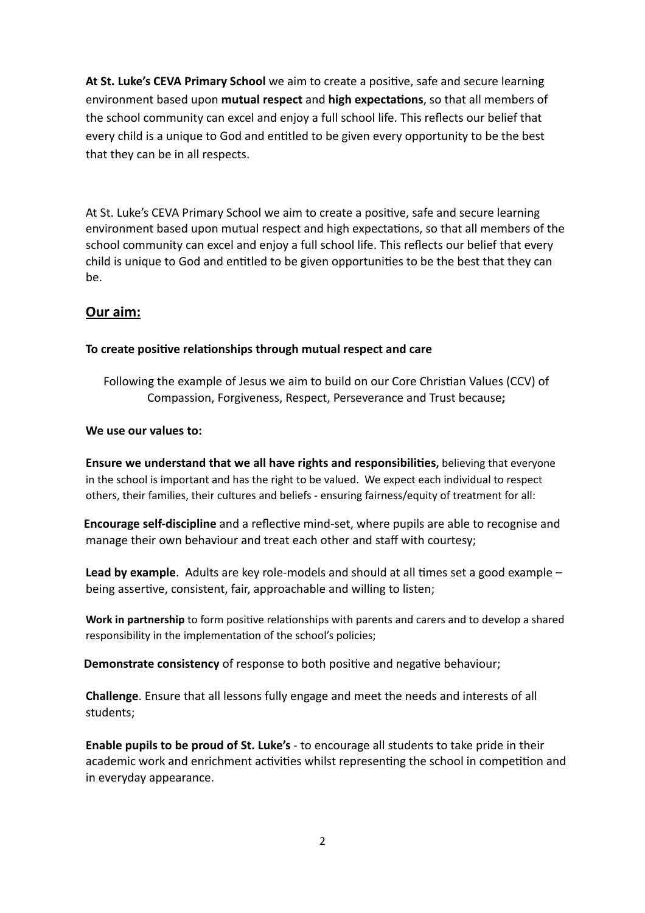**At St. Luke's CEVA Primary School** we aim to create a positive, safe and secure learning environment based upon **mutual respect** and **high expectations**, so that all members of the school community can excel and enjoy a full school life. This reflects our belief that every child is a unique to God and entitled to be given every opportunity to be the best that they can be in all respects.

At St. Luke's CEVA Primary School we aim to create a positive, safe and secure learning environment based upon mutual respect and high expectations, so that all members of the school community can excel and enjoy a full school life. This reflects our belief that every child is unique to God and entitled to be given opportunities to be the best that they can be.

## Our aim:

**To create positive relationships through mutual respect and care**

Following the example of Jesus we aim to build on our Core Christian Values (CCV) of Compassion, Forgiveness, Respect, Perseverance and Trust because**;**

**We use our values to:**

**Ensure we understand that we all have rights and responsibilities,** believing that everyone in the school is important and has the right to be valued. We expect each individual to respect others, their families, their cultures and beliefs - ensuring fairness/equity of treatment for all:

**Encourage self-discipline** and a reflective mind-set, where pupils are able to recognise and manage their own behaviour and treat each other and staff with courtesy;

**Lead by example**. Adults are key role-models and should at all times set a good example – being assertive, consistent, fair, approachable and willing to listen;

**Work in partnership** to form positive relationships with parents and carers and to develop a shared responsibility in the implementation of the school's policies;

**Demonstrate consistency** of response to both positive and negative behaviour;

**Challenge**. Ensure that all lessons fully engage and meet the needs and interests of all students;

**Enable pupils to be proud of St. Luke's** - to encourage all students to take pride in their academic work and enrichment activities whilst representing the school in competition and in everyday appearance.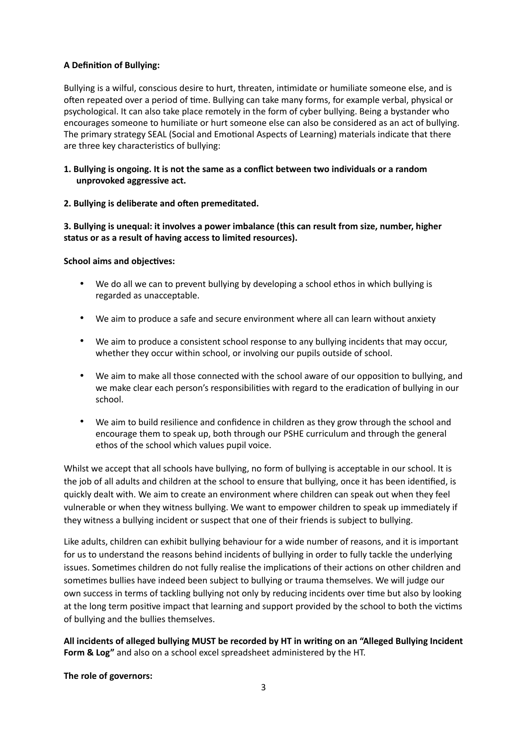**A Definition of Bullying:**

Bullying is a wilful, conscious desire to hurt, threaten, intimidate or humiliate someone else, and is often repeated over a period of time. Bullying can take many forms, for example verbal, physical or psychological. It can also take place remotely in the form of cyber bullying. Being a bystander who encourages someone to humiliate or hurt someone else can also be considered as an act of bullying. The primary strategy SEAL (Social and Emotional Aspects of Learning) materials indicate that there are three key characteristics of bullying:

**1. Bullying is ongoing. It is not the same as a conflict between two individuals or a random unprovoked aggressive act.**

**2. Bullying is deliberate and often premeditated.**

**3. Bullying is unequal: it involves a power imbalance (this can result from size, number, higher status or as a result of having access to limited resources).**

**School aims and objectives:**

- We do all we can to prevent bullying by developing a school ethos in which bullying is regarded as unacceptable.
- We aim to produce a safe and secure environment where all can learn without anxiety
- We aim to produce a consistent school response to any bullying incidents that may occur, whether they occur within school, or involving our pupils outside of school.
- We aim to make all those connected with the school aware of our opposition to bullying, and we make clear each person's responsibilities with regard to the eradication of bullying in our school.
- We aim to build resilience and confidence in children as they grow through the school and encourage them to speak up, both through our PSHE curriculum and through the general ethos of the school which values pupil voice.

Whilst we accept that all schools have bullying, no form of bullying is acceptable in our school. It is the job of all adults and children at the school to ensure that bullying, once it has been identified, is quickly dealt with. We aim to create an environment where children can speak out when they feel vulnerable or when they witness bullying. We want to empower children to speak up immediately if they witness a bullying incident or suspect that one of their friends is subject to bullying.

Like adults, children can exhibit bullying behaviour for a wide number of reasons, and it is important for us to understand the reasons behind incidents of bullying in order to fully tackle the underlying issues. Sometimes children do not fully realise the implications of their actions on other children and sometimes bullies have indeed been subject to bullying or trauma themselves. We will judge our own success in terms of tackling bullying not only by reducing incidents over time but also by looking at the long term positive impact that learning and support provided by the school to both the victims of bullying and the bullies themselves.

**All incidents of alleged bullying MUST be recorded by HT in writing on an "Alleged Bullying Incident Form & Log"** and also on a school excel spreadsheet administered by the HT.

**The role of governors:**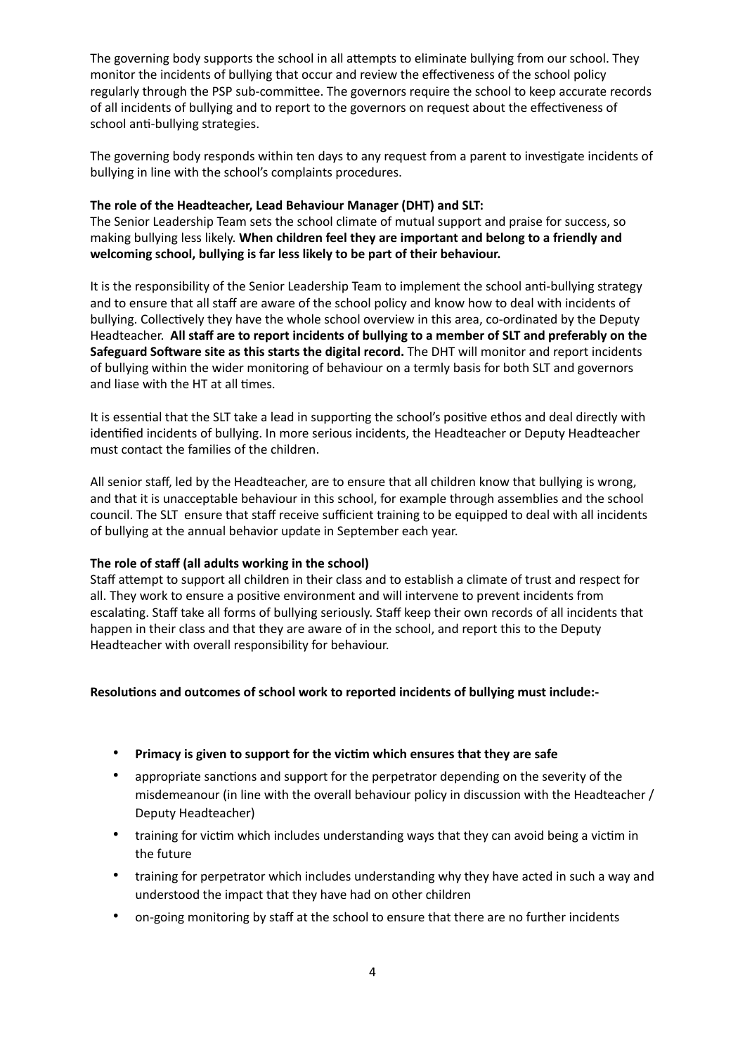The governing body supports the school in all attempts to eliminate bullying from our school. They monitor the incidents of bullying that occur and review the effectiveness of the school policy regularly through the PSP sub-committee. The governors require the school to keep accurate records of all incidents of bullying and to report to the governors on request about the effectiveness of school anti-bullying strategies.

The governing body responds within ten days to any request from a parent to investigate incidents of bullying in line with the school's complaints procedures.

**The role of the Headteacher, Lead Behaviour Manager (DHT) and SLT:**

The Senior Leadership Team sets the school climate of mutual support and praise for success, so making bullying less likely. **When children feel they are important and belong to a friendly and welcoming school, bullying is far less likely to be part of their behaviour.**

It is the responsibility of the Senior Leadership Team to implement the school anti-bullying strategy and to ensure that all staff are aware of the school policy and know how to deal with incidents of bullying. Collectively they have the whole school overview in this area, co-ordinated by the Deputy Headteacher. **All staff are to report incidents of bullying to a member of SLT and preferably on the Safeguard Software site as this starts the digital record.** The DHT will monitor and report incidents of bullying within the wider monitoring of behaviour on a termly basis for both SLT and governors and liase with the HT at all times.

It is essential that the SLT take a lead in supporting the school's positive ethos and deal directly with identified incidents of bullying. In more serious incidents, the Headteacher or Deputy Headteacher must contact the families of the children.

All senior staff, led by the Headteacher, are to ensure that all children know that bullying is wrong, and that it is unacceptable behaviour in this school, for example through assemblies and the school council. The SLT ensure that staff receive sufficient training to be equipped to deal with all incidents of bullying at the annual behavior update in September each year.

**The role of staff (all adults working in the school)**

Staff attempt to support all children in their class and to establish a climate of trust and respect for all. They work to ensure a positive environment and will intervene to prevent incidents from escalating. Staff take all forms of bullying seriously. Staff keep their own records of all incidents that happen in their class and that they are aware of in the school, and report this to the Deputy Headteacher with overall responsibility for behaviour.

**Resolutions and outcomes of school work to reported incidents of bullying must include:-**

- **Primacy is given to support for the victim which ensures that they are safe**
- appropriate sanctions and support for the perpetrator depending on the severity of the misdemeanour (in line with the overall behaviour policy in discussion with the Headteacher / Deputy Headteacher)
- training for victim which includes understanding ways that they can avoid being a victim in the future
- training for perpetrator which includes understanding why they have acted in such a way and understood the impact that they have had on other children
- on-going monitoring by staff at the school to ensure that there are no further incidents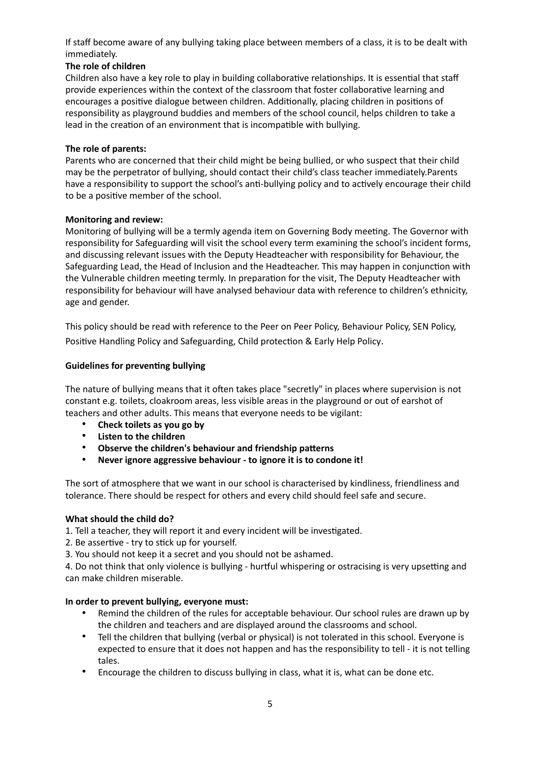If staff become aware of any bullying taking place between members of a class, it is to be dealt with immediately.

**The role of children**

Children also have a key role to play in building collaborative relationships. It is essential that staff provide experiences within the context of the classroom that foster collaborative learning and encourages a positive dialogue between children. Additionally, placing children in positions of responsibility as playground buddies and members of the school council, helps children to take a lead in the creation of an environment that is incompatible with bullying.

**The role of parents:**

Parents who are concerned that their child might be being bullied, or who suspect that their child may be the perpetrator of bullying, should contact their child's class teacher immediately.Parents have a responsibility to support the school's anti-bullying policy and to actively encourage their child to be a positive member of the school.

**Monitoring and review:**

Monitoring of bullying will be a termly agenda item on Governing Body meeting. The Governor with responsibility for Safeguarding will visit the school every term examining the school's incident forms, and discussing relevant issues with the Deputy Headteacher with responsibility for Behaviour, the Safeguarding Lead, the Head of Inclusion and the Headteacher. This may happen in conjunction with the Vulnerable children meeting termly. In preparation for the visit, The Deputy Headteacher with responsibility for behaviour will have analysed behaviour data with reference to children's ethnicity, age and gender.

This policy should be read with reference to the Peer on Peer Policy, Behaviour Policy, SEN Policy, Positive Handling Policy and Safeguarding, Child protection & Early Help Policy.

**Guidelines for preventing bullying**

The nature of bullying means that it often takes place "secretly" in places where supervision is not constant e.g. toilets, cloakroom areas, less visible areas in the playground or out of earshot of teachers and other adults. This means that everyone needs to be vigilant:

- **Check toilets as you go by**
- **Listen to the children**
- **Observe the children's behaviour and friendship patterns**
- **Never ignore aggressive behaviour - to ignore it is to condone it!**

The sort of atmosphere that we want in our school is characterised by kindliness, friendliness and tolerance. There should be respect for others and every child should feel safe and secure.

**What should the child do?**

1. Tell a teacher, they will report it and every incident will be investigated.
2. Be assertive - try to stick up for yourself.
3. You should not keep it a secret and you should not be ashamed.
4. Do not think that only violence is bullying - hurtful whispering or ostracising is very upsetting and can make children miserable.

**In order to prevent bullying, everyone must:**

- Remind the children of the rules for acceptable behaviour. Our school rules are drawn up by the children and teachers and are displayed around the classrooms and school.
- Tell the children that bullying (verbal or physical) is not tolerated in this school. Everyone is expected to ensure that it does not happen and has the responsibility to tell - it is not telling tales.
- Encourage the children to discuss bullying in class, what it is, what can be done etc.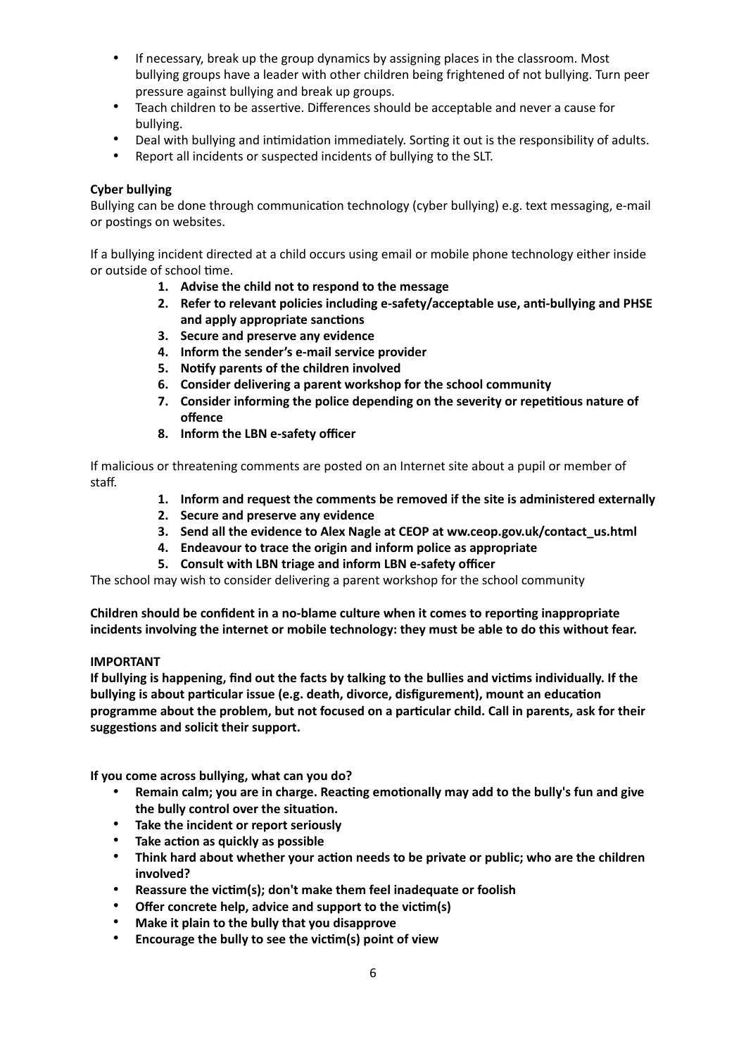- If necessary, break up the group dynamics by assigning places in the classroom. Most bullying groups have a leader with other children being frightened of not bullying. Turn peer pressure against bullying and break up groups.
- Teach children to be assertive. Differences should be acceptable and never a cause for bullying.
- Deal with bullying and intimidation immediately. Sorting it out is the responsibility of adults.
- Report all incidents or suspected incidents of bullying to the SLT.

**Cyber bullying**

Bullying can be done through communication technology (cyber bullying) e.g. text messaging, e-mail or postings on websites.

If a bullying incident directed at a child occurs using email or mobile phone technology either inside or outside of school time.

1. **Advise the child not to respond to the message**
2. **Refer to relevant policies including e-safety/acceptable use, anti-bullying and PHSE and apply appropriate sanctions**
3. **Secure and preserve any evidence**
4. **Inform the sender's e-mail service provider**
5. **Notify parents of the children involved**
6. **Consider delivering a parent workshop for the school community**
7. **Consider informing the police depending on the severity or repetitious nature of offence**
8. **Inform the LBN e-safety officer**

If malicious or threatening comments are posted on an Internet site about a pupil or member of staff.

1. **Inform and request the comments be removed if the site is administered externally**
2. **Secure and preserve any evidence**
3. **Send all the evidence to Alex Nagle at CEOP at ww.ceop.gov.uk/contact_us.html**
4. **Endeavour to trace the origin and inform police as appropriate**
5. **Consult with LBN triage and inform LBN e-safety officer**

The school may wish to consider delivering a parent workshop for the school community

**Children should be confident in a no-blame culture when it comes to reporting inappropriate incidents involving the internet or mobile technology: they must be able to do this without fear.**

**IMPORTANT**

**If bullying is happening, find out the facts by talking to the bullies and victims individually. If the bullying is about particular issue (e.g. death, divorce, disfigurement), mount an education programme about the problem, but not focused on a particular child. Call in parents, ask for their suggestions and solicit their support.**

**If you come across bullying, what can you do?**

- **Remain calm; you are in charge. Reacting emotionally may add to the bully's fun and give the bully control over the situation.**
- **Take the incident or report seriously**
- **Take action as quickly as possible**
- **Think hard about whether your action needs to be private or public; who are the children involved?**
- **Reassure the victim(s); don't make them feel inadequate or foolish**
- **Offer concrete help, advice and support to the victim(s)**
- **Make it plain to the bully that you disapprove**
- **Encourage the bully to see the victim(s) point of view**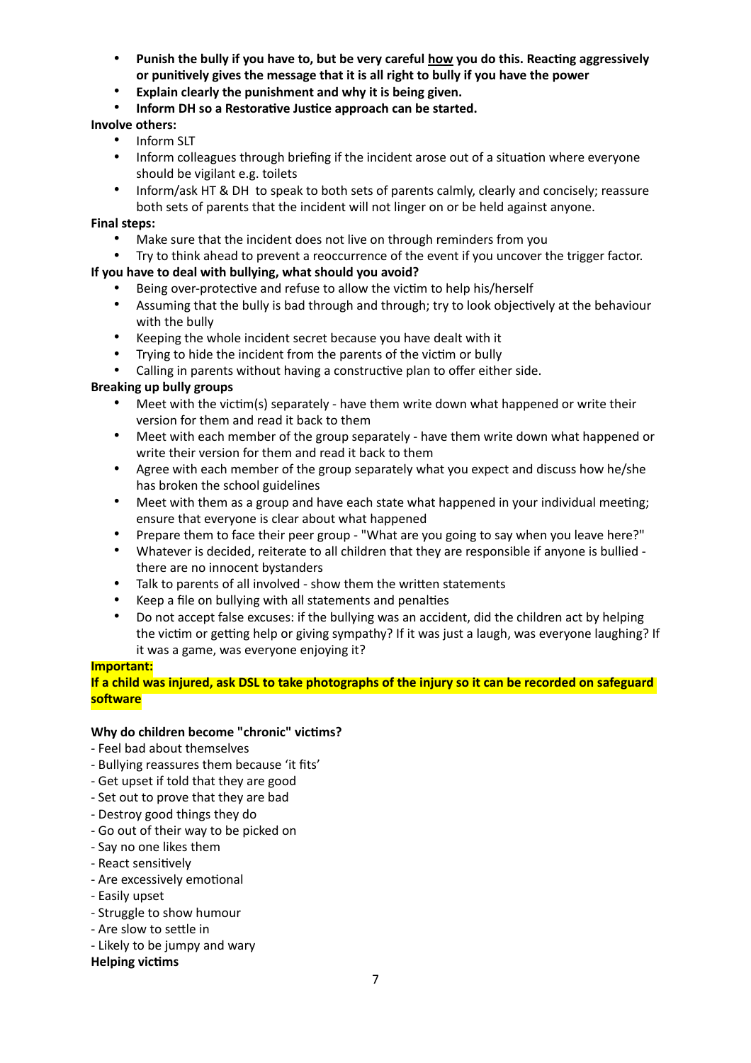- **Punish the bully if you have to, but be very careful how you do this. Reacting aggressively or punitively gives the message that it is all right to bully if you have the power**
- **Explain clearly the punishment and why it is being given.**
- **Inform DH so a Restorative Justice approach can be started.**

**Involve others:**

- Inform SLT
- Inform colleagues through briefing if the incident arose out of a situation where everyone should be vigilant e.g. toilets
- Inform/ask HT & DH to speak to both sets of parents calmly, clearly and concisely; reassure both sets of parents that the incident will not linger on or be held against anyone.

**Final steps:**

- Make sure that the incident does not live on through reminders from you
- Try to think ahead to prevent a reoccurrence of the event if you uncover the trigger factor.

**If you have to deal with bullying, what should you avoid?**

- Being over-protective and refuse to allow the victim to help his/herself
- Assuming that the bully is bad through and through; try to look objectively at the behaviour with the bully
- Keeping the whole incident secret because you have dealt with it
- Trying to hide the incident from the parents of the victim or bully
- Calling in parents without having a constructive plan to offer either side.

**Breaking up bully groups**

- Meet with the victim(s) separately - have them write down what happened or write their version for them and read it back to them
- Meet with each member of the group separately - have them write down what happened or write their version for them and read it back to them
- Agree with each member of the group separately what you expect and discuss how he/she has broken the school guidelines
- Meet with them as a group and have each state what happened in your individual meeting; ensure that everyone is clear about what happened
- Prepare them to face their peer group - "What are you going to say when you leave here?"
- Whatever is decided, reiterate to all children that they are responsible if anyone is bullied - there are no innocent bystanders
- Talk to parents of all involved - show them the written statements
- Keep a file on bullying with all statements and penalties
- Do not accept false excuses: if the bullying was an accident, did the children act by helping the victim or getting help or giving sympathy? If it was just a laugh, was everyone laughing? If it was a game, was everyone enjoying it?

**Important:**

**If a child was injured, ask DSL to take photographs of the injury so it can be recorded on safeguard software**

**Why do children become "chronic" victims?**

- Feel bad about themselves
- Bullying reassures them because 'it fits'
- Get upset if told that they are good
- Set out to prove that they are bad
- Destroy good things they do
- Go out of their way to be picked on
- Say no one likes them
- React sensitively
- Are excessively emotional
- Easily upset
- Struggle to show humour
- Are slow to settle in
- Likely to be jumpy and wary

**Helping victims**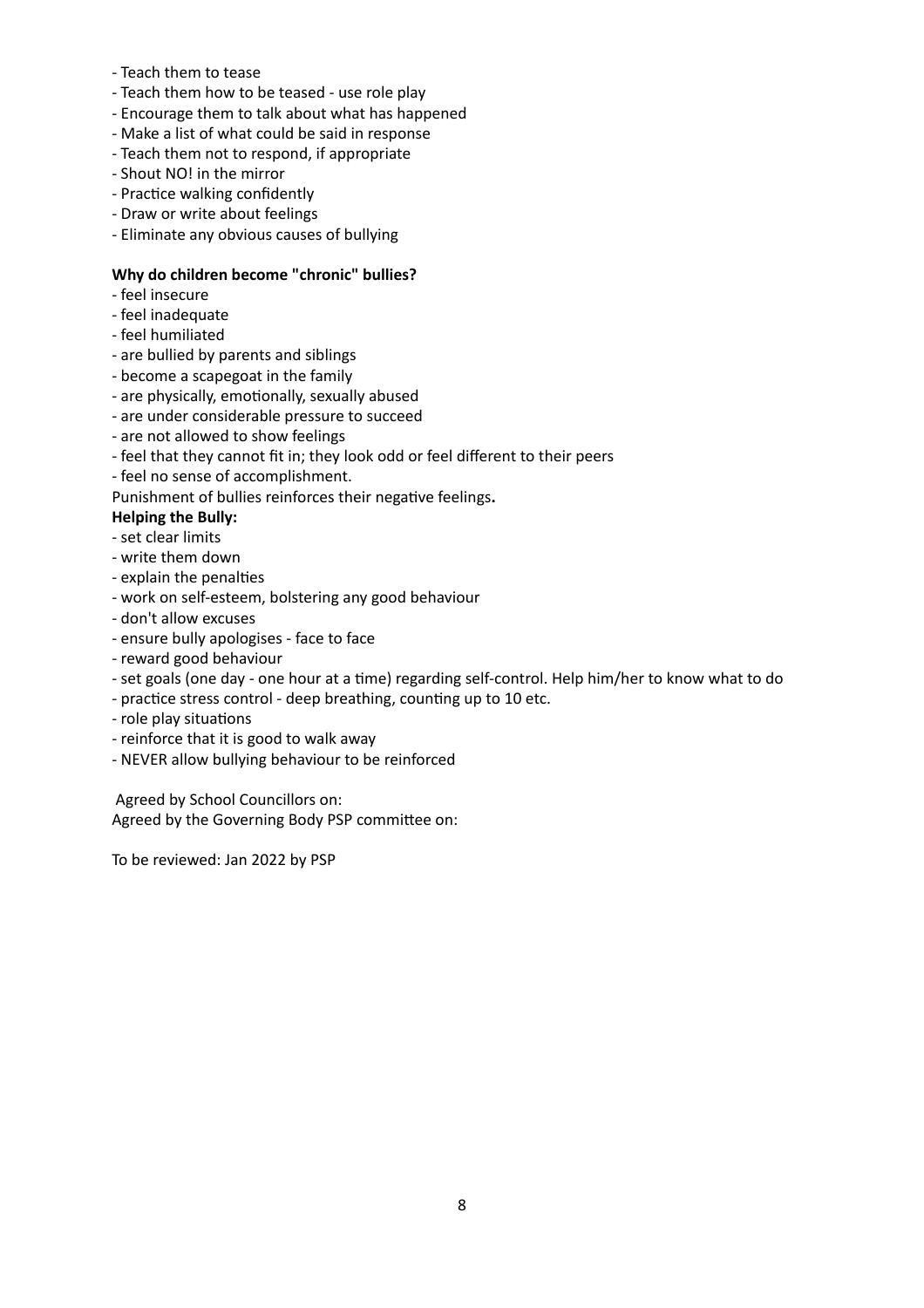- Teach them to tease
- Teach them how to be teased - use role play
- Encourage them to talk about what has happened
- Make a list of what could be said in response
- Teach them not to respond, if appropriate
- Shout NO! in the mirror
- Practice walking confidently
- Draw or write about feelings
- Eliminate any obvious causes of bullying

**Why do children become "chronic" bullies?**

- feel insecure
- feel inadequate
- feel humiliated
- are bullied by parents and siblings
- become a scapegoat in the family
- are physically, emotionally, sexually abused
- are under considerable pressure to succeed
- are not allowed to show feelings
- feel that they cannot fit in; they look odd or feel different to their peers
- feel no sense of accomplishment.

Punishment of bullies reinforces their negative feelings**.**

**Helping the Bully:**

- set clear limits
- write them down
- explain the penalties
- work on self-esteem, bolstering any good behaviour
- don't allow excuses
- ensure bully apologises - face to face
- reward good behaviour
- set goals (one day - one hour at a time) regarding self-control. Help him/her to know what to do
- practice stress control - deep breathing, counting up to 10 etc.
- role play situations
- reinforce that it is good to walk away
- NEVER allow bullying behaviour to be reinforced

Agreed by School Councillors on:
Agreed by the Governing Body PSP committee on:

To be reviewed: Jan 2022 by PSP